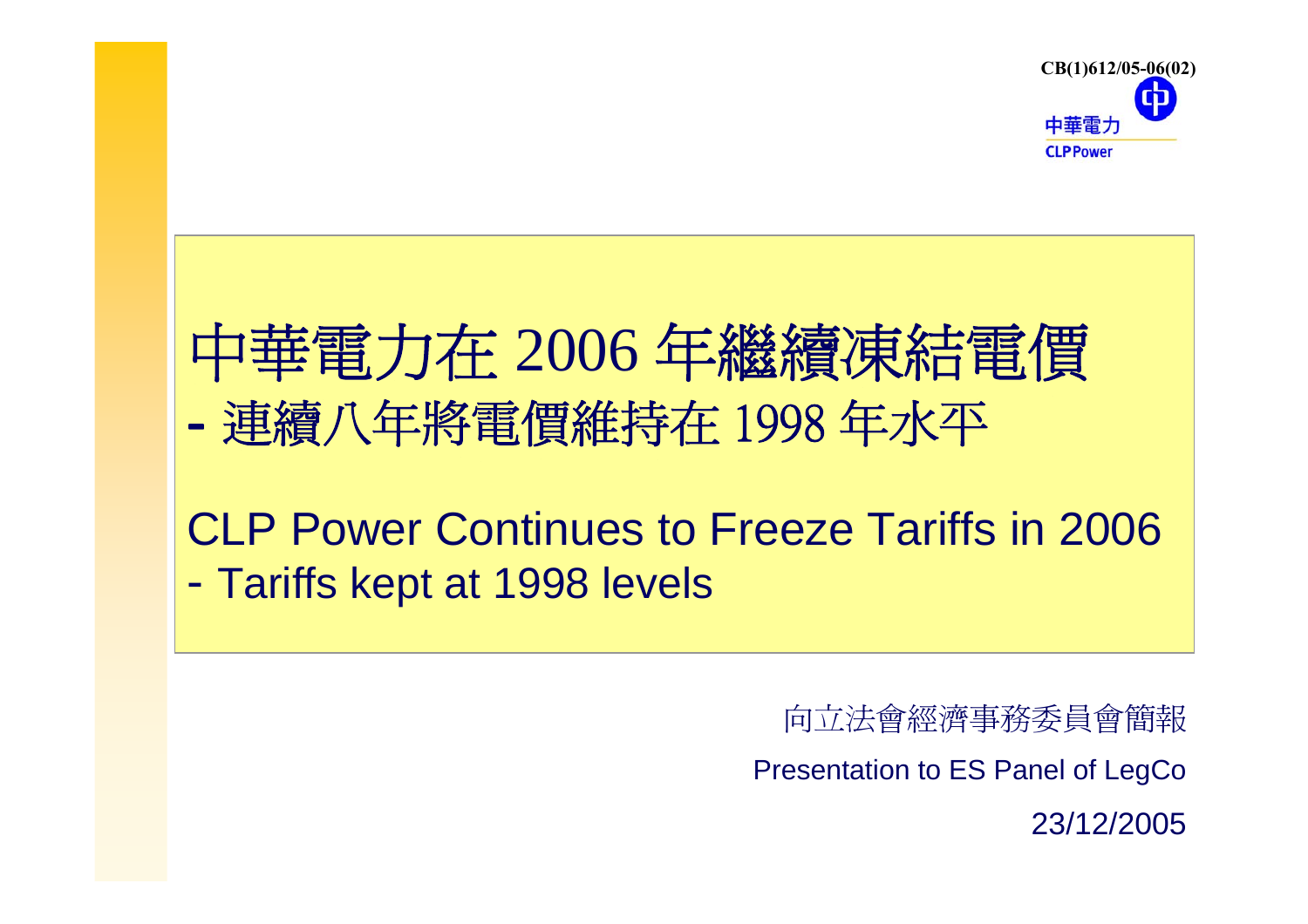CB(1)612/05-06(02)

中華電力
CLP Power

# 中華電力在 2006 年繼續凍結電價
## - 連續八年將電價維持在 1998 年水平

# CLP Power Continues to Freeze Tariffs in 2006
## - Tariffs kept at 1998 levels

向立法會經濟事務委員會簡報

Presentation to ES Panel of LegCo

23/12/2005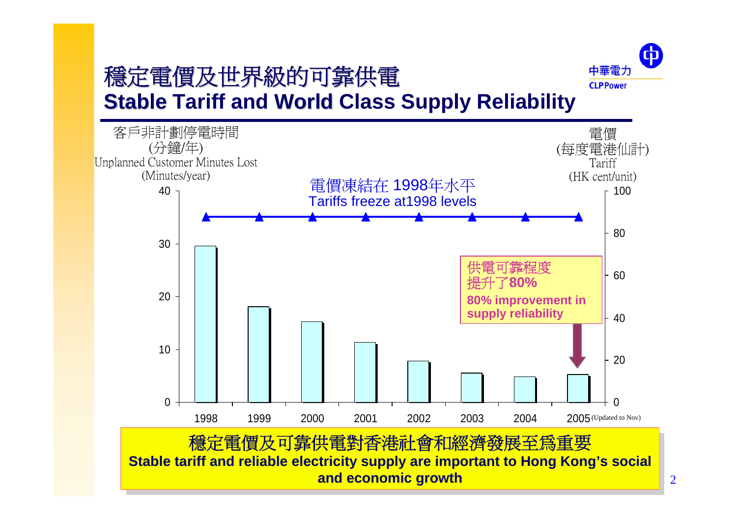# 穩定電價及世界級的可靠供電

## Stable Tariff and World Class Supply Reliability

客戶非計劃停電時間 (分鐘/年)
Unplanned Customer Minutes Lost (Minutes/year)

電價 (每度電港仙計)
Tariff (HK cent/unit)

電價凍結在 1998年水平
Tariffs freeze at1998 levels

供電可靠程度提升了**80%**
**80% improvement in supply reliability**

1998 1999 2000 2001 2002 2003 2004 2005 (Updated to Nov)

**穩定電價及可靠供電對香港社會和經濟發展至為重要**
**Stable tariff and reliable electricity supply are important to Hong Kong's social and economic growth**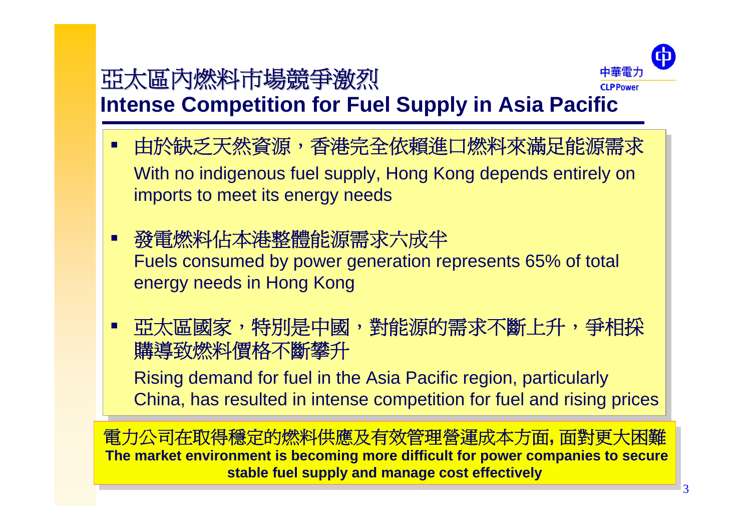# 亞太區內燃料市場競爭激烈
# Intense Competition for Fuel Supply in Asia Pacific

- 由於缺乏天然資源，香港完全依賴進口燃料來滿足能源需求
  With no indigenous fuel supply, Hong Kong depends entirely on imports to meet its energy needs

- 發電燃料佔本港整體能源需求六成半
  Fuels consumed by power generation represents 65% of total energy needs in Hong Kong

- 亞太區國家，特別是中國，對能源的需求不斷上升，爭相採購導致燃料價格不斷攀升
  Rising demand for fuel in the Asia Pacific region, particularly China, has resulted in intense competition for fuel and rising prices

電力公司在取得穩定的燃料供應及有效管理營運成本方面, 面對更大困難
**The market environment is becoming more difficult for power companies to secure stable fuel supply and manage cost effectively**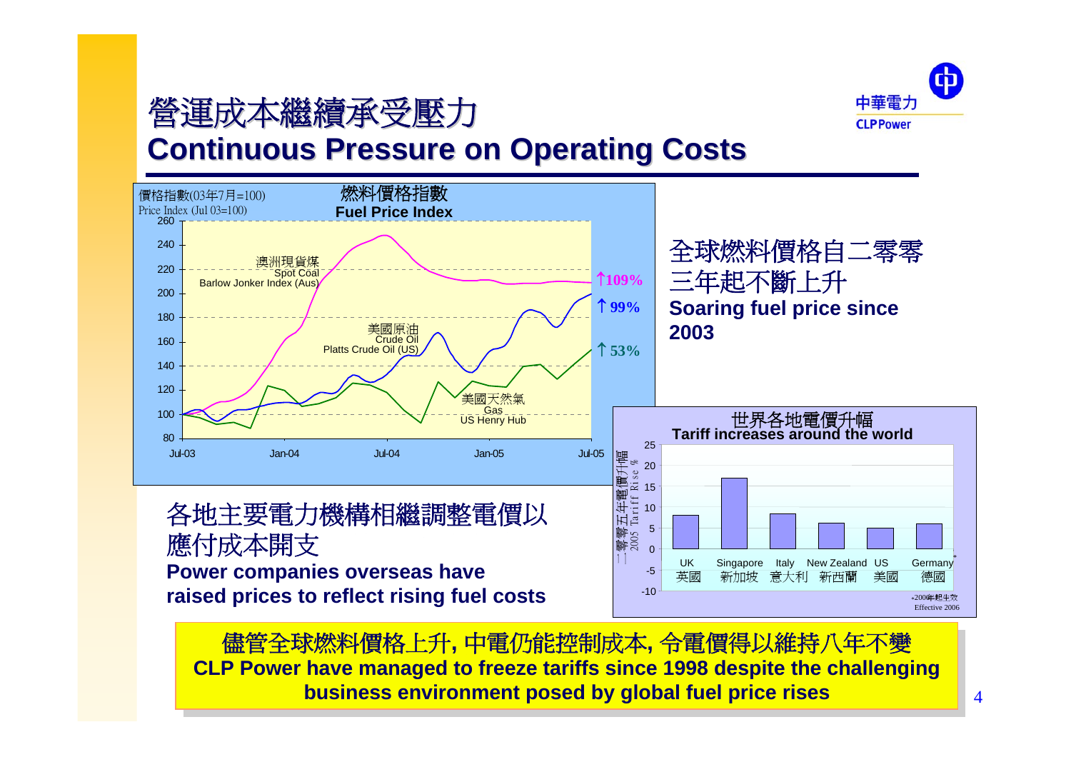# 營運成本繼續承受壓力
# Continuous Pressure on Operating Costs

**燃料價格指數**
**Fuel Price Index**

價格指數(03年7月=100)
Price Index (Jul 03=100)

- 澳洲現貨煤 Spot Coal Barlow Jonker Index (Aus) ↑109%
- 美國原油 Crude Oil Platts Crude Oil (US) ↑99%
- 美國天然氣 Gas US Henry Hub ↑53%

全球燃料價格自二零零三年起不斷上升
**Soaring fuel price since 2003**

各地主要電力機構相繼調整電價以應付成本開支
**Power companies overseas have raised prices to reflect rising fuel costs**

**世界各地電價升幅**
**Tariff increases around the world**

二零零五年電價升幅 2005 Tariff Rise %

| UK 英國 | Singapore 新加坡 | Italy 意大利 | New Zealand 新西蘭 | US 美國 | Germany* 德國 |
|---|---|---|---|---|---|
| 8 | 17 | 8.5 | 6 | 5 | 6 |

*2006年起生效 Effective 2006

儘管全球燃料價格上升, 中電仍能控制成本, 令電價得以維持八年不變
**CLP Power have managed to freeze tariffs since 1998 despite the challenging business environment posed by global fuel price rises**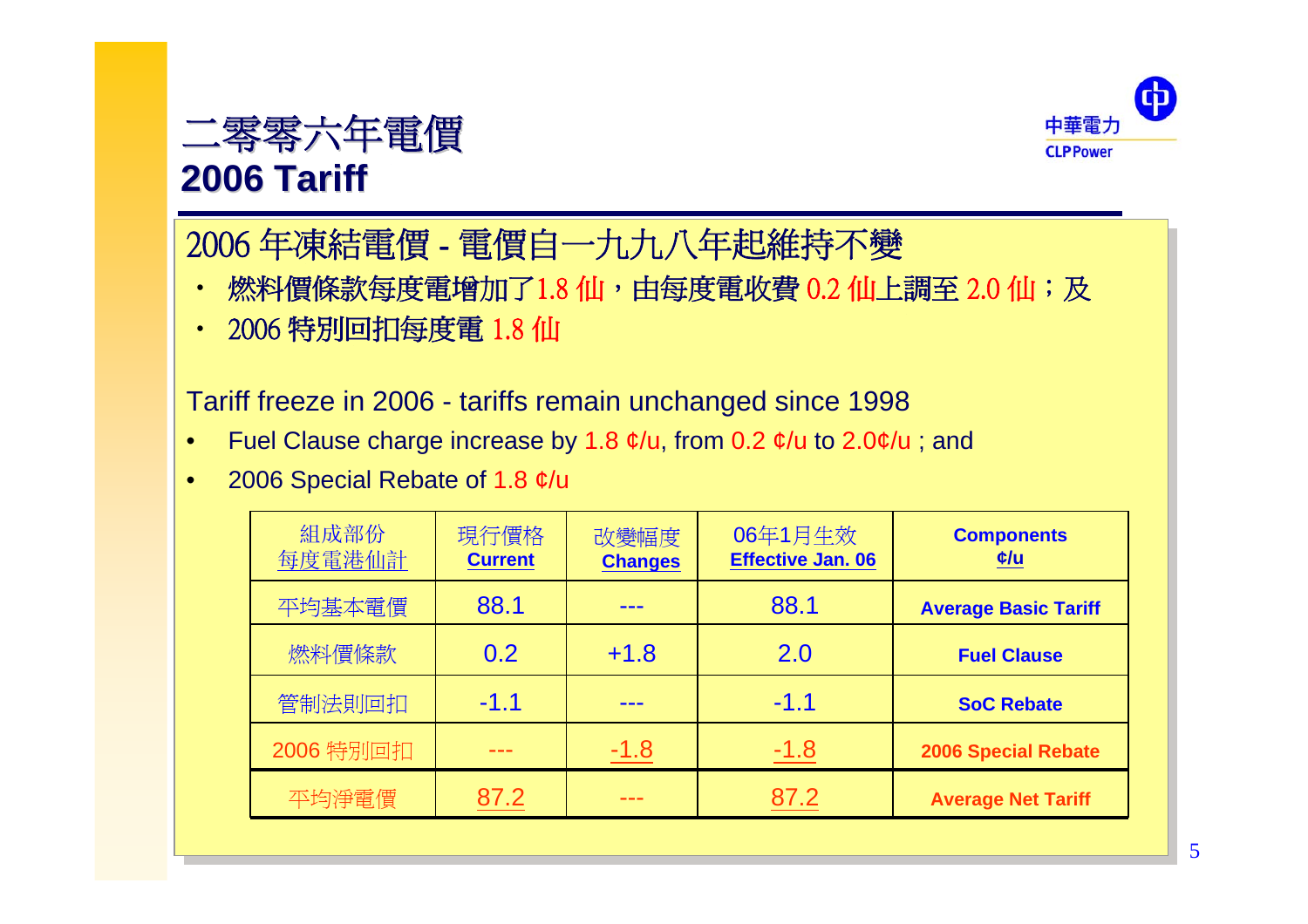# 二零零六年電價
# 2006 Tariff

## 2006 年凍結電價 - 電價自一九九八年起維持不變

- 燃料價條款每度電增加了1.8 仙，由每度電收費 0.2 仙上調至 2.0 仙；及
- 2006 特別回扣每度電 1.8 仙

## Tariff freeze in 2006 - tariffs remain unchanged since 1998

- Fuel Clause charge increase by 1.8 ¢/u, from 0.2 ¢/u to 2.0¢/u ; and
- 2006 Special Rebate of 1.8 ¢/u

| 組成部份 每度電港仙計 | 現行價格 Current | 改變幅度 Changes | 06年1月生效 Effective Jan. 06 | Components ¢/u |
|---|---|---|---|---|
| 平均基本電價 | 88.1 | --- | 88.1 | Average Basic Tariff |
| 燃料價條款 | 0.2 | +1.8 | 2.0 | Fuel Clause |
| 管制法則回扣 | -1.1 | --- | -1.1 | SoC Rebate |
| 2006 特別回扣 | --- | -1.8 | -1.8 | 2006 Special Rebate |
| 平均淨電價 | 87.2 | --- | 87.2 | Average Net Tariff |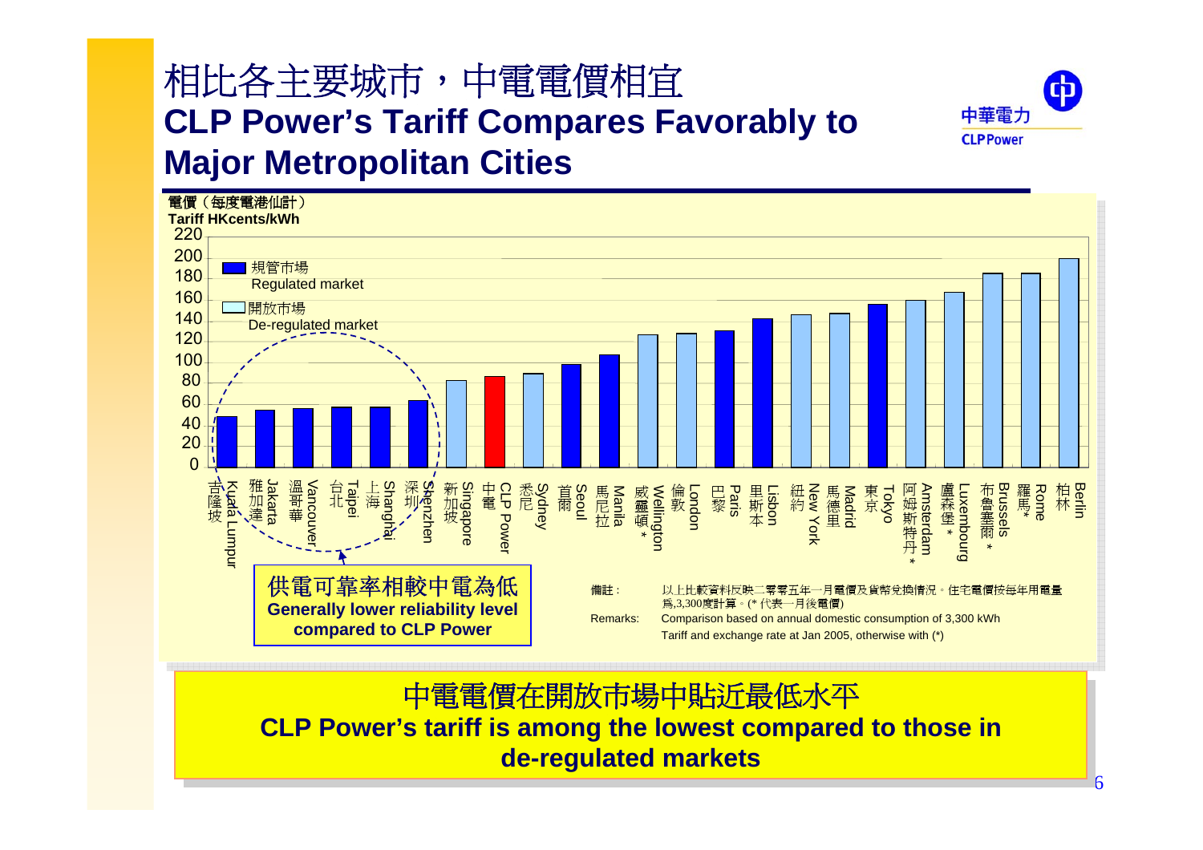# 相比各主要城市，中電電價相宜
# CLP Power's Tariff Compares Favorably to Major Metropolitan Cities

電價（每度電港仙計）
Tariff HKcents/kWh

- 規管市場 Regulated market
- 開放市場 De-regulated market

| City | Approx. Tariff (HKcents/kWh) | Market |
|---|---|---|
| 吉隆坡 Kuala Lumpur | 49 | Regulated |
| 雅加達 Jakarta | 55 | Regulated |
| 溫哥華 Vancouver | 56 | Regulated |
| 台北 Taipei | 58 | Regulated |
| 上海 Shanghai | 58 | Regulated |
| 深圳 Shenzhen | 64 | Regulated |
| 新加坡 Singapore | 83 | De-regulated |
| 中電 CLP Power | 87 | Regulated |
| 悉尼 Sydney | 90 | De-regulated |
| 首爾 Seoul | 98 | Regulated |
| 馬尼拉 Manila | 108 | Regulated |
| 威靈頓 Wellington * | 127 | De-regulated |
| 倫敦 London | 128 | De-regulated |
| 巴黎 Paris | 131 | Regulated |
| 里斯本 Lisbon | 142 | Regulated |
| 紐約 New York | 146 | De-regulated |
| 馬德里 Madrid | 147 | De-regulated |
| 東京 Tokyo | 156 | Regulated |
| 阿姆斯特丹 Amsterdam * | 160 | De-regulated |
| 盧森堡 Luxembourg * | 168 | De-regulated |
| 布魯塞爾 Brussels * | 185 | De-regulated |
| 羅馬 Rome * | 185 | De-regulated |
| 柏林 Berlin | 200 | De-regulated |

供電可靠率相較中電為低
**Generally lower reliability level compared to CLP Power**

備註：以上比較資料反映二零零五年一月電價及貨幣兌換情況。住宅電價按每年用電量爲3,300度計算。(* 代表一月後電價)

Remarks: Comparison based on annual domestic consumption of 3,300 kWh
Tariff and exchange rate at Jan 2005, otherwise with (*)

中電電價在開放市場中貼近最低水平
**CLP Power's tariff is among the lowest compared to those in de-regulated markets**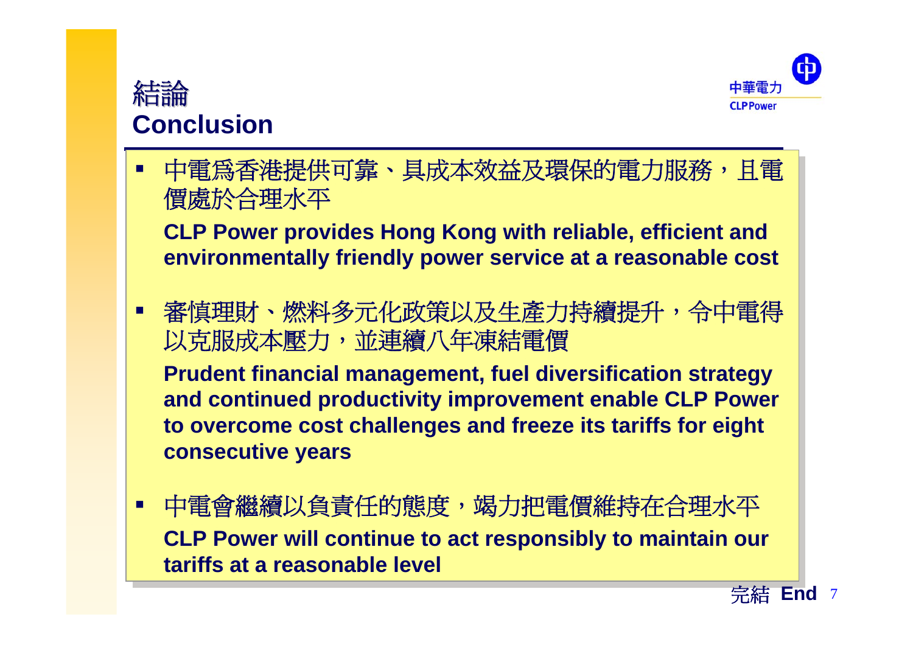# 結論
# Conclusion

- 中電爲香港提供可靠、具成本效益及環保的電力服務，且電價處於合理水平

  **CLP Power provides Hong Kong with reliable, efficient and environmentally friendly power service at a reasonable cost**

- 審慎理財、燃料多元化政策以及生產力持續提升，令中電得以克服成本壓力，並連續八年凍結電價

  **Prudent financial management, fuel diversification strategy and continued productivity improvement enable CLP Power to overcome cost challenges and freeze its tariffs for eight consecutive years**

- 中電會繼續以負責任的態度，竭力把電價維持在合理水平

  **CLP Power will continue to act responsibly to maintain our tariffs at a reasonable level**

完結 **End**